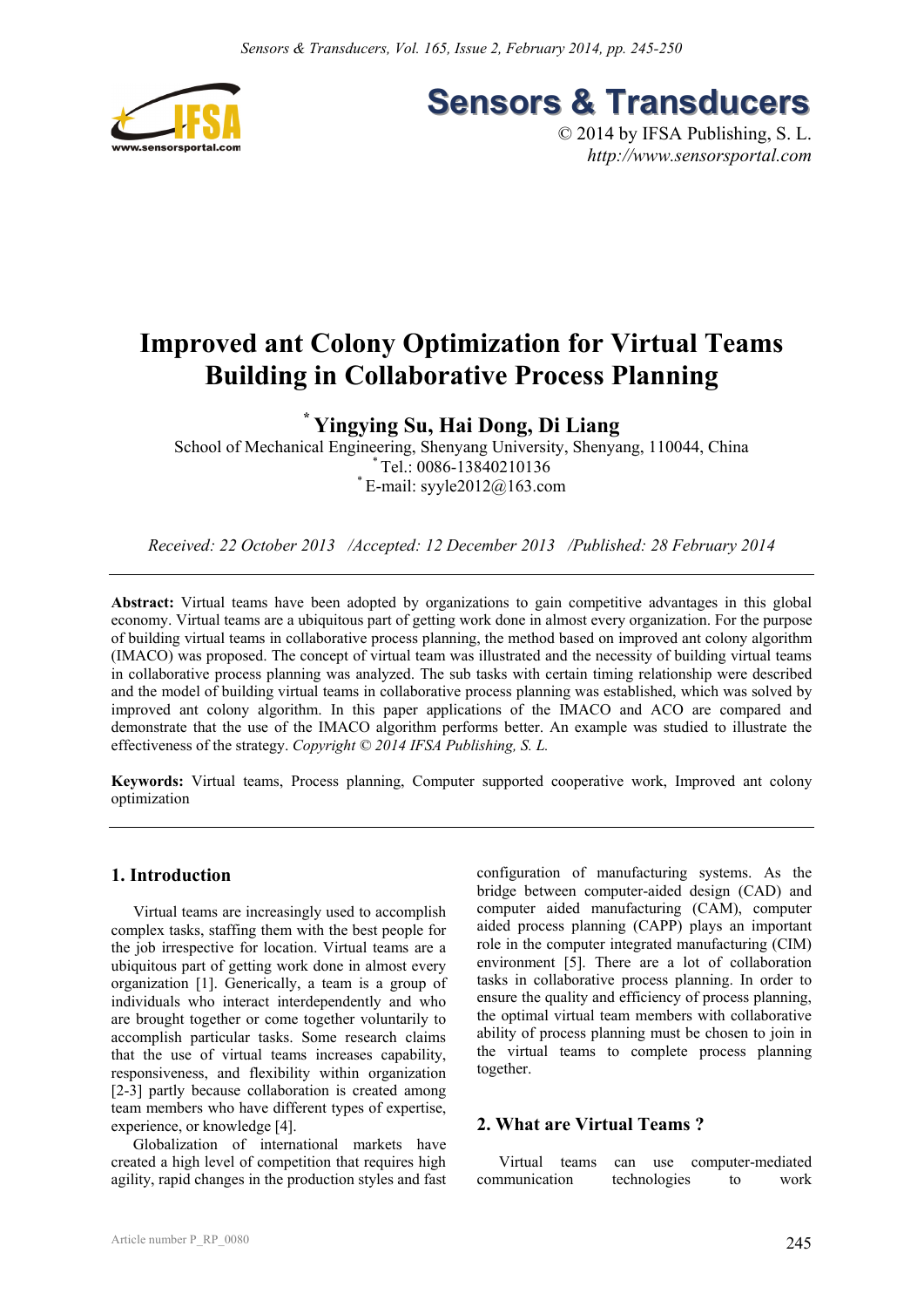# Improved ant Colony Optimization for Virtual Teams Building in Collaborative Process Planning

**[*] Yingying Su, Hai Dong, Di Liang**

School of Mechanical Engineering, Shenyang University, Shenyang, 110044, China

[*] Tel.: 0086-13840210136

[*] E-mail: syyle2012@163.com

*Received: 22 October 2013 /Accepted: 12 December 2013 /Published: 28 February 2014*

**Abstract:** Virtual teams have been adopted by organizations to gain competitive advantages in this global economy. Virtual teams are a ubiquitous part of getting work done in almost every organization. For the purpose of building virtual teams in collaborative process planning, the method based on improved ant colony algorithm (IMACO) was proposed. The concept of virtual team was illustrated and the necessity of building virtual teams in collaborative process planning was analyzed. The sub tasks with certain timing relationship were described and the model of building virtual teams in collaborative process planning was established, which was solved by improved ant colony algorithm. In this paper applications of the IMACO and ACO are compared and demonstrate that the use of the IMACO algorithm performs better. An example was studied to illustrate the effectiveness of the strategy. *Copyright © 2014 IFSA Publishing, S. L.*

**Keywords:** Virtual teams, Process planning, Computer supported cooperative work, Improved ant colony optimization

## 1. Introduction

Virtual teams are increasingly used to accomplish complex tasks, staffing them with the best people for the job irrespective for location. Virtual teams are a ubiquitous part of getting work done in almost every organization [1]. Generically, a team is a group of individuals who interact interdependently and who are brought together or come together voluntarily to accomplish particular tasks. Some research claims that the use of virtual teams increases capability, responsiveness, and flexibility within organization [2-3] partly because collaboration is created among team members who have different types of expertise, experience, or knowledge [4].

Globalization of international markets have created a high level of competition that requires high agility, rapid changes in the production styles and fast configuration of manufacturing systems. As the bridge between computer-aided design (CAD) and computer aided manufacturing (CAM), computer aided process planning (CAPP) plays an important role in the computer integrated manufacturing (CIM) environment [5]. There are a lot of collaboration tasks in collaborative process planning. In order to ensure the quality and efficiency of process planning, the optimal virtual team members with collaborative ability of process planning must be chosen to join in the virtual teams to complete process planning together.

## 2. What are Virtual Teams ?

Virtual teams can use computer-mediated communication technologies to work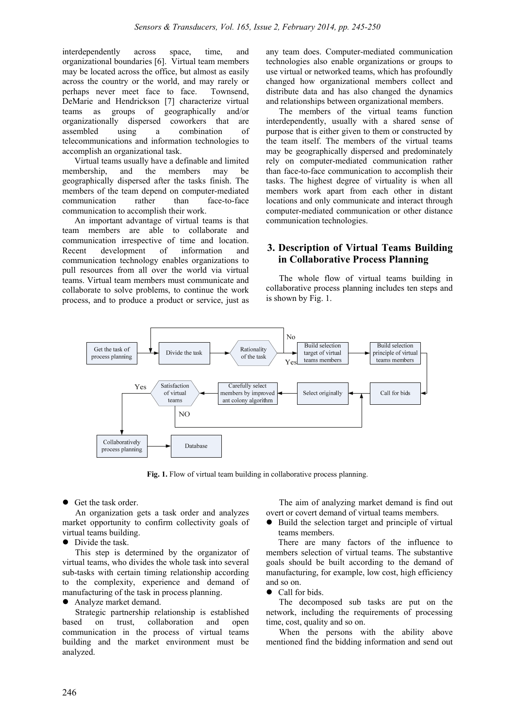interdependently across space, time, and organizational boundaries [6]. Virtual team members may be located across the office, but almost as easily across the country or the world, and may rarely or perhaps never meet face to face. Townsend, DeMarie and Hendrickson [7] characterize virtual teams as groups of geographically and/or organizationally dispersed coworkers that are assembled using a combination of telecommunications and information technologies to accomplish an organizational task.

Virtual teams usually have a definable and limited membership, and the members may be geographically dispersed after the tasks finish. The members of the team depend on computer-mediated communication rather than face-to-face communication to accomplish their work.

An important advantage of virtual teams is that team members are able to collaborate and communication irrespective of time and location. Recent development of information and communication technology enables organizations to pull resources from all over the world via virtual teams. Virtual team members must communicate and collaborate to solve problems, to continue the work process, and to produce a product or service, just as any team does. Computer-mediated communication technologies also enable organizations or groups to use virtual or networked teams, which has profoundly changed how organizational members collect and distribute data and has also changed the dynamics and relationships between organizational members.

The members of the virtual teams function interdependently, usually with a shared sense of purpose that is either given to them or constructed by the team itself. The members of the virtual teams may be geographically dispersed and predominately rely on computer-mediated communication rather than face-to-face communication to accomplish their tasks. The highest degree of virtuality is when all members work apart from each other in distant locations and only communicate and interact through computer-mediated communication or other distance communication technologies.

## 3. Description of Virtual Teams Building in Collaborative Process Planning

The whole flow of virtual teams building in collaborative process planning includes ten steps and is shown by Fig. 1.

**Fig. 1.** Flow of virtual team building in collaborative process planning.

- Get the task order.

An organization gets a task order and analyzes market opportunity to confirm collectivity goals of virtual teams building.

- Divide the task.

This step is determined by the organizator of virtual teams, who divides the whole task into several sub-tasks with certain timing relationship according to the complexity, experience and demand of manufacturing of the task in process planning.

- Analyze market demand.

Strategic partnership relationship is established based on trust, collaboration and open communication in the process of virtual teams building and the market environment must be analyzed.

The aim of analyzing market demand is find out overt or covert demand of virtual teams members.

- Build the selection target and principle of virtual teams members.

There are many factors of the influence to members selection of virtual teams. The substantive goals should be built according to the demand of manufacturing, for example, low cost, high efficiency and so on.

- Call for bids.

The decomposed sub tasks are put on the network, including the requirements of processing time, cost, quality and so on.

When the persons with the ability above mentioned find the bidding information and send out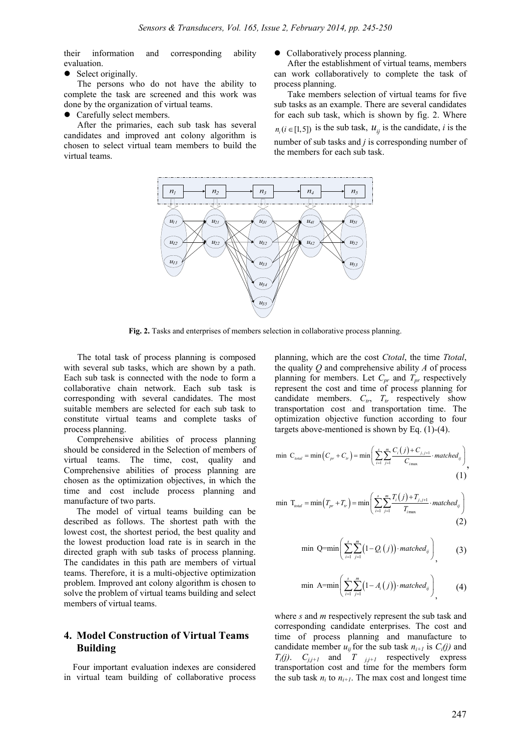their information and corresponding ability evaluation.

- Select originally.

The persons who do not have the ability to complete the task are screened and this work was done by the organization of virtual teams.

- Carefully select members.

After the primaries, each sub task has several candidates and improved ant colony algorithm is chosen to select virtual team members to build the virtual teams.

- Collaboratively process planning.

After the establishment of virtual teams, members can work collaboratively to complete the task of process planning.

Take members selection of virtual teams for five sub tasks as an example. There are several candidates for each sub task, which is shown by fig. 2. Where $n_i (i \in [1,5])$ is the sub task, $u_{ij}$ is the candidate, $i$ is the number of sub tasks and $j$ is corresponding number of the members for each sub task.

**Fig. 2.** Tasks and enterprises of members selection in collaborative process planning.

The total task of process planning is composed with several sub tasks, which are shown by a path. Each sub task is connected with the node to form a collaborative chain network. Each sub task is corresponding with several candidates. The most suitable members are selected for each sub task to constitute virtual teams and complete tasks of process planning.

Comprehensive abilities of process planning should be considered in the Selection of members of virtual teams. The time, cost, quality and Comprehensive abilities of process planning are chosen as the optimization objectives, in which the time and cost include process planning and manufacture of two parts.

The model of virtual teams building can be described as follows. The shortest path with the lowest cost, the shortest period, the best quality and the lowest production load rate is in search in the directed graph with sub tasks of process planning. The candidates in this path are members of virtual teams. Therefore, it is a multi-objective optimization problem. Improved ant colony algorithm is chosen to solve the problem of virtual teams building and select members of virtual teams.

## 4. Model Construction of Virtual Teams Building

Four important evaluation indexes are considered in virtual team building of collaborative process planning, which are the cost *Ctotal*, the time *Ttotal*, the quality *Q* and comprehensive ability *A* of process planning for members. Let $C_{pr}$ and $T_{pr}$ respectively represent the cost and time of process planning for candidate members. $C_{tr}$, $T_{tr}$ respectively show transportation cost and transportation time. The optimization objective function according to four targets above-mentioned is shown by Eq. (1)-(4).

$$\min\ C_{total} = \min\left(C_{pr} + C_{tr}\right) = \min\left(\sum_{i=1}^{s}\sum_{j=1}^{m}\frac{C_i(j) + C_{j,j+1}}{C_{i\max}} \cdot matched_{ij}\right), \tag{1}$$

$$\min\ T_{total} = \min\left(T_{pr} + T_{tr}\right) = \min\left(\sum_{i=1}^{s}\sum_{j=1}^{m}\frac{T_i(j) + T_{j,j+1}}{T_{i\max}} \cdot matched_{ij}\right) \tag{2}$$

$$\min\ Q = \min\left(\sum_{i=1}^{s}\sum_{j=1}^{m}\left(1 - Q_i(j)\right) \cdot matched_{ij}\right), \tag{3}$$

$$\min\ A = \min\left(\sum_{i=1}^{s}\sum_{j=1}^{m}\left(1 - A_i(j)\right) \cdot matched_{ij}\right), \tag{4}$$

where *s* and *m* respectively represent the sub task and corresponding candidate enterprises. The cost and time of process planning and manufacture to candidate member $u_{ij}$ for the sub task $n_{i+1}$ is $C_i(j)$ and $T_i(j)$. $C_{j,j+1}$ and $T_{j,j+1}$ respectively express transportation cost and time for the members form the sub task $n_i$ to $n_{i+1}$. The max cost and longest time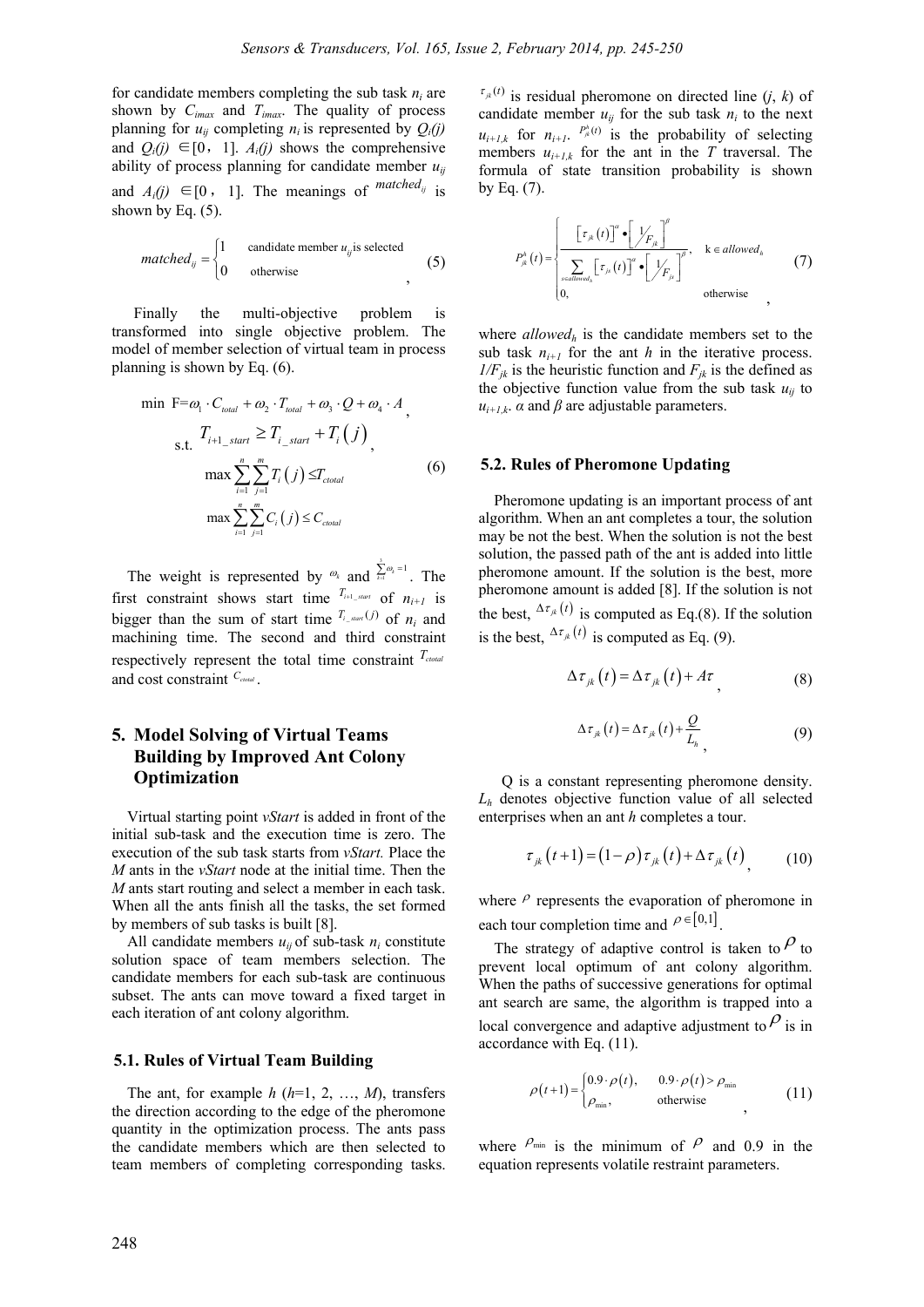for candidate members completing the sub task $n_i$ are shown by $C_{imax}$ and $T_{imax}$. The quality of process planning for $u_{ij}$ completing $n_i$ is represented by $Q_i(j)$ and $Q_i(j) \in [0, 1]$. $A_i(j)$ shows the comprehensive ability of process planning for candidate member $u_{ij}$ and $A_i(j) \in [0, 1]$. The meanings of $matched_{ij}$ is shown by Eq. (5).

$$matched_{ij} = \begin{cases} 1 & \text{candidate member } u_{ij} \text{ is selected} \\ 0 & \text{otherwise} \end{cases}, \tag{5}$$

Finally the multi-objective problem is transformed into single objective problem. The model of member selection of virtual team in process planning is shown by Eq. (6).

$$\begin{aligned} \min\ F &= \omega_1 \cdot C_{total} + \omega_2 \cdot T_{total} + \omega_3 \cdot Q + \omega_4 \cdot A, \\ \text{s.t.}\ & T_{i+1\_start} \geq T_{i\_start} + T_i(j), \\ & \max \sum_{i=1}^{n} \sum_{j=1}^{m} T_i(j) \leq T_{ctotal} \\ & \max \sum_{i=1}^{n} \sum_{j=1}^{m} C_i(j) \leq C_{ctotal} \end{aligned} \tag{6}$$

The weight is represented by $\omega_k$ and $\sum_{k=1}^{3} \omega_k = 1$. The first constraint shows start time $T_{i+1\_start}$ of $n_{i+1}$ is bigger than the sum of start time $T_{i\_start}(j)$ of $n_i$ and machining time. The second and third constraint respectively represent the total time constraint $T_{ctotal}$ and cost constraint $C_{ctotal}$.

## 5. Model Solving of Virtual Teams Building by Improved Ant Colony Optimization

Virtual starting point *vStart* is added in front of the initial sub-task and the execution time is zero. The execution of the sub task starts from *vStart.* Place the *M* ants in the *vStart* node at the initial time. Then the *M* ants start routing and select a member in each task. When all the ants finish all the tasks, the set formed by members of sub tasks is built [8].

All candidate members $u_{ij}$ of sub-task $n_i$ constitute solution space of team members selection. The candidate members for each sub-task are continuous subset. The ants can move toward a fixed target in each iteration of ant colony algorithm.

### 5.1. Rules of Virtual Team Building

The ant, for example *h* (*h*=1, 2, …, *M*), transfers the direction according to the edge of the pheromone quantity in the optimization process. The ants pass the candidate members which are then selected to team members of completing corresponding tasks. $\tau_{jk}(t)$ is residual pheromone on directed line (*j*, *k*) of candidate member $u_{ij}$ for the sub task $n_i$ to the next $u_{i+1,k}$ for $n_{i+1}$. $P_{jk}^h(t)$ is the probability of selecting members $u_{i+1,k}$ for the ant in the *T* traversal. The formula of state transition probability is shown by Eq. (7).

$$P_{jk}^h(t) = \begin{cases} \dfrac{\left[\tau_{jk}(t)\right]^{\alpha} \bullet \left[1/F_{jk}\right]^{\beta}}{\sum\limits_{s \in allowed_h} \left[\tau_{js}(t)\right]^{\alpha} \bullet \left[1/F_{js}\right]^{\beta}}, & k \in allowed_h \\ 0, & \text{otherwise} \end{cases}, \tag{7}$$

where $allowed_h$ is the candidate members set to the sub task $n_{i+1}$ for the ant *h* in the iterative process. $1/F_{jk}$ is the heuristic function and $F_{jk}$ is the defined as the objective function value from the sub task $u_{ij}$ to $u_{i+1,k}$. $\alpha$ and $\beta$ are adjustable parameters.

### 5.2. Rules of Pheromone Updating

Pheromone updating is an important process of ant algorithm. When an ant completes a tour, the solution may be not the best. When the solution is not the best solution, the passed path of the ant is added into little pheromone amount. If the solution is the best, more pheromone amount is added [8]. If the solution is not the best, $\Delta\tau_{jk}(t)$ is computed as Eq.(8). If the solution is the best, $\Delta\tau_{jk}(t)$ is computed as Eq. (9).

$$\Delta\tau_{jk}(t) = \Delta\tau_{jk}(t) + A\tau, \tag{8}$$

$$\Delta\tau_{jk}(t) = \Delta\tau_{jk}(t) + \frac{Q}{L_h}, \tag{9}$$

Q is a constant representing pheromone density. $L_h$ denotes objective function value of all selected enterprises when an ant *h* completes a tour.

$$\tau_{jk}(t+1) = (1-\rho)\tau_{jk}(t) + \Delta\tau_{jk}(t), \tag{10}$$

where $\rho$ represents the evaporation of pheromone in each tour completion time and $\rho \in [0,1]$.

The strategy of adaptive control is taken to $\rho$ to prevent local optimum of ant colony algorithm. When the paths of successive generations for optimal ant search are same, the algorithm is trapped into a local convergence and adaptive adjustment to $\rho$ is in accordance with Eq. (11).

$$\rho(t+1) = \begin{cases} 0.9 \cdot \rho(t), & 0.9 \cdot \rho(t) > \rho_{\min} \\ \rho_{\min}, & \text{otherwise} \end{cases}, \tag{11}$$

where $\rho_{\min}$ is the minimum of $\rho$ and 0.9 in the equation represents volatile restraint parameters.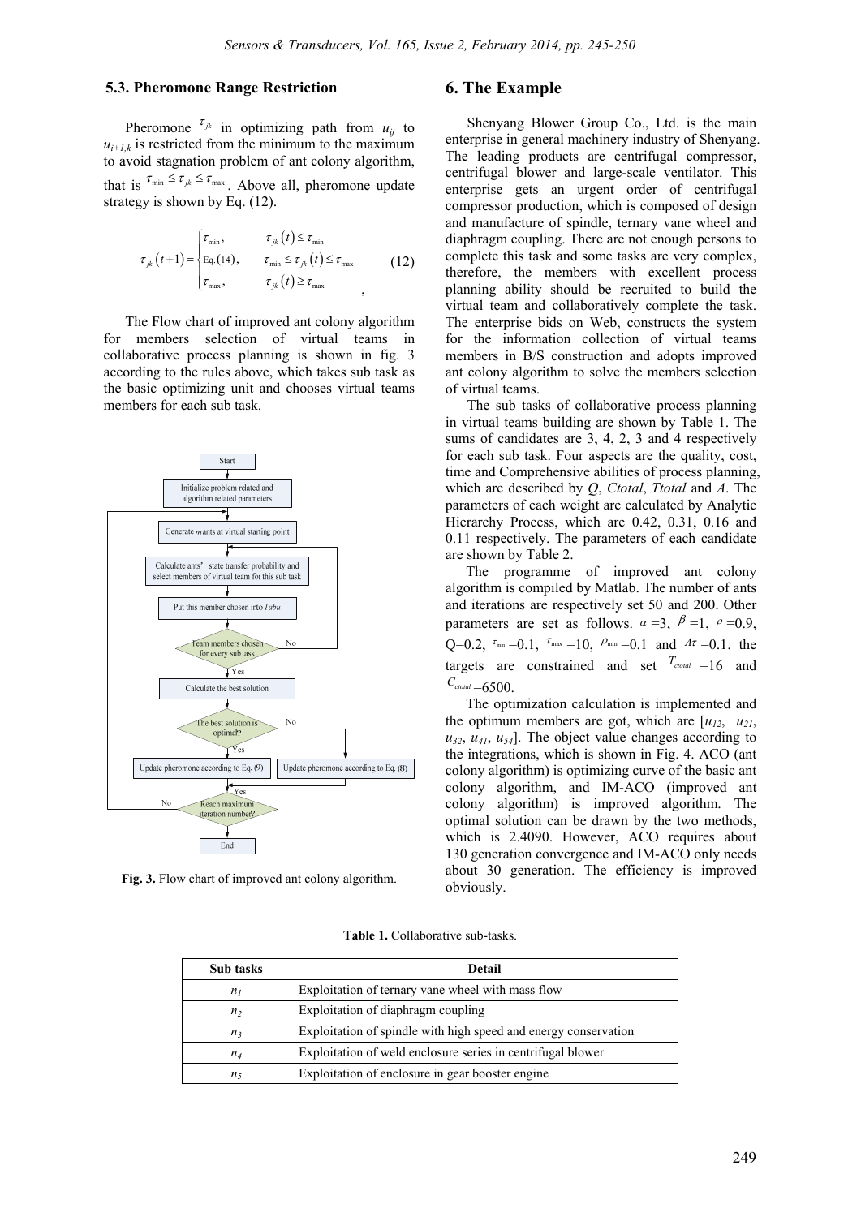### 5.3. Pheromone Range Restriction

Pheromone $\tau_{jk}$ in optimizing path from $u_{ij}$ to $u_{i+1,k}$ is restricted from the minimum to the maximum to avoid stagnation problem of ant colony algorithm, that is $\tau_{\min} \le \tau_{jk} \le \tau_{\max}$. Above all, pheromone update strategy is shown by Eq. (12).

$$\tau_{jk}(t+1) = \begin{cases} \tau_{\min}, & \tau_{jk}(t) \le \tau_{\min} \\ \text{Eq.}(14), & \tau_{\min} \le \tau_{jk}(t) \le \tau_{\max} \\ \tau_{\max}, & \tau_{jk}(t) \ge \tau_{\max} \end{cases} \quad (12)$$

The Flow chart of improved ant colony algorithm for members selection of virtual teams in collaborative process planning is shown in fig. 3 according to the rules above, which takes sub task as the basic optimizing unit and chooses virtual teams members for each sub task.

Fig. 3. Flow chart of improved ant colony algorithm.

## 6. The Example

Shenyang Blower Group Co., Ltd. is the main enterprise in general machinery industry of Shenyang. The leading products are centrifugal compressor, centrifugal blower and large-scale ventilator. This enterprise gets an urgent order of centrifugal compressor production, which is composed of design and manufacture of spindle, ternary vane wheel and diaphragm coupling. There are not enough persons to complete this task and some tasks are very complex, therefore, the members with excellent process planning ability should be recruited to build the virtual team and collaboratively complete the task. The enterprise bids on Web, constructs the system for the information collection of virtual teams members in B/S construction and adopts improved ant colony algorithm to solve the members selection of virtual teams.

The sub tasks of collaborative process planning in virtual teams building are shown by Table 1. The sums of candidates are 3, 4, 2, 3 and 4 respectively for each sub task. Four aspects are the quality, cost, time and Comprehensive abilities of process planning, which are described by *Q*, *Ctotal*, *Ttotal* and *A*. The parameters of each weight are calculated by Analytic Hierarchy Process, which are 0.42, 0.31, 0.16 and 0.11 respectively. The parameters of each candidate are shown by Table 2.

The programme of improved ant colony algorithm is compiled by Matlab. The number of ants and iterations are respectively set 50 and 200. Other parameters are set as follows. $\alpha=3$, $\beta=1$, $\rho=0.9$, Q=0.2, $\tau_{\min}=0.1$, $\tau_{\max}=10$, $\rho_{\min}=0.1$ and $A\tau=0.1$. the targets are constrained and set $T_{ctotal}=16$ and $C_{ctotal}=6500$.

The optimization calculation is implemented and the optimum members are got, which are [$u_{12}$, $u_{21}$, $u_{32}$, $u_{41}$, $u_{54}$]. The object value changes according to the integrations, which is shown in Fig. 4. ACO (ant colony algorithm) is optimizing curve of the basic ant colony algorithm, and IM-ACO (improved ant colony algorithm) is improved algorithm. The optimal solution can be drawn by the two methods, which is 2.4090. However, ACO requires about 130 generation convergence and IM-ACO only needs about 30 generation. The efficiency is improved obviously.

**Table 1.** Collaborative sub-tasks.

| Sub tasks | Detail |
|---|---|
| $n_1$ | Exploitation of ternary vane wheel with mass flow |
| $n_2$ | Exploitation of diaphragm coupling |
| $n_3$ | Exploitation of spindle with high speed and energy conservation |
| $n_4$ | Exploitation of weld enclosure series in centrifugal blower |
| $n_5$ | Exploitation of enclosure in gear booster engine |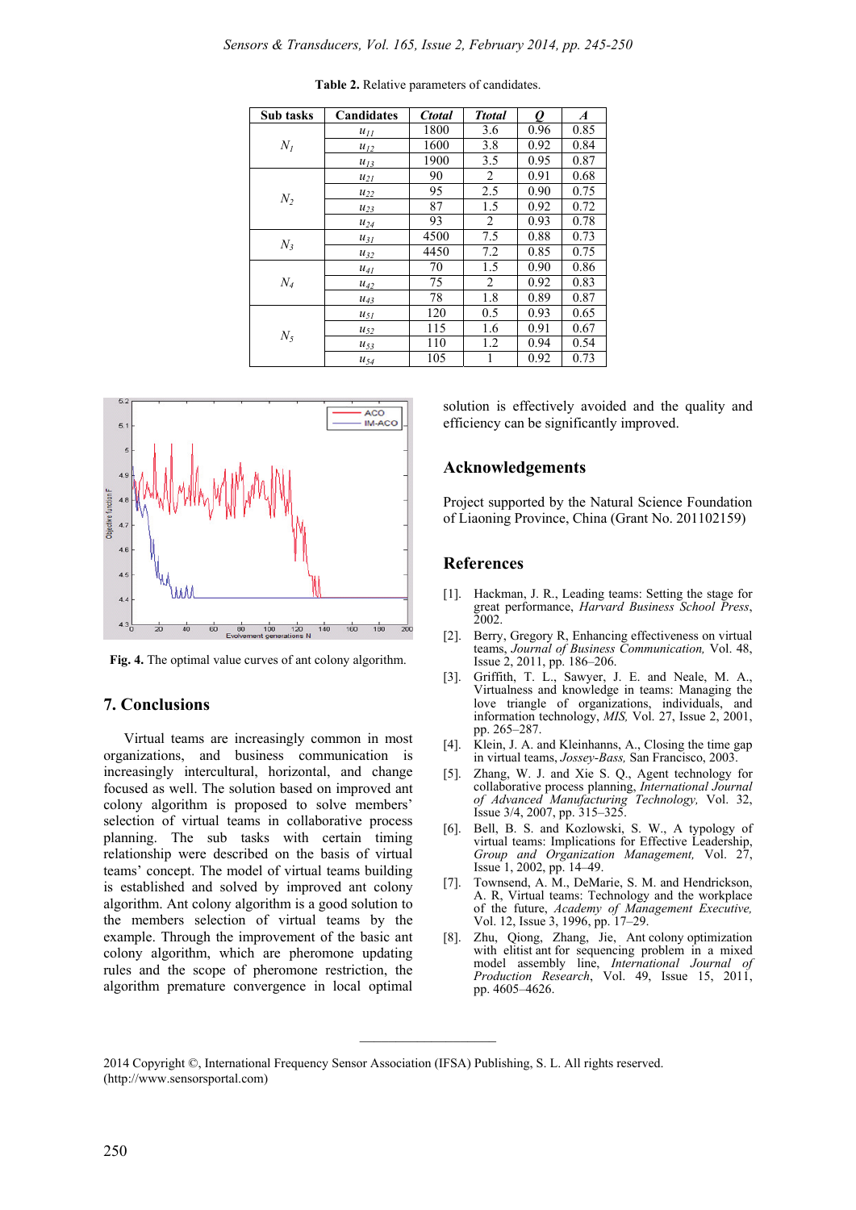**Table 2.** Relative parameters of candidates.

| Sub tasks | Candidates | *Ctotal* | *Ttotal* | *Q* | *A* |
|---|---|---|---|---|---|
| $N_1$ | $u_{11}$ | 1800 | 3.6 | 0.96 | 0.85 |
| | $u_{12}$ | 1600 | 3.8 | 0.92 | 0.84 |
| | $u_{13}$ | 1900 | 3.5 | 0.95 | 0.87 |
| $N_2$ | $u_{21}$ | 90 | 2 | 0.91 | 0.68 |
| | $u_{22}$ | 95 | 2.5 | 0.90 | 0.75 |
| | $u_{23}$ | 87 | 1.5 | 0.92 | 0.72 |
| | $u_{24}$ | 93 | 2 | 0.93 | 0.78 |
| $N_3$ | $u_{31}$ | 4500 | 7.5 | 0.88 | 0.73 |
| | $u_{32}$ | 4450 | 7.2 | 0.85 | 0.75 |
| $N_4$ | $u_{41}$ | 70 | 1.5 | 0.90 | 0.86 |
| | $u_{42}$ | 75 | 2 | 0.92 | 0.83 |
| | $u_{43}$ | 78 | 1.8 | 0.89 | 0.87 |
| $N_5$ | $u_{51}$ | 120 | 0.5 | 0.93 | 0.65 |
| | $u_{52}$ | 115 | 1.6 | 0.91 | 0.67 |
| | $u_{53}$ | 110 | 1.2 | 0.94 | 0.54 |
| | $u_{54}$ | 105 | 1 | 0.92 | 0.73 |

ACO
IM-ACO
Objective function F
Evolvement generations N
5.2 5.1 5 4.9 4.8 4.7 4.6 4.5 4.4 4.3
0 20 40 60 80 100 120 140 160 180 200

**Fig. 4.** The optimal value curves of ant colony algorithm.

## 7. Conclusions

Virtual teams are increasingly common in most organizations, and business communication is increasingly intercultural, horizontal, and change focused as well. The solution based on improved ant colony algorithm is proposed to solve members' selection of virtual teams in collaborative process planning. The sub tasks with certain timing relationship were described on the basis of virtual teams' concept. The model of virtual teams building is established and solved by improved ant colony algorithm. Ant colony algorithm is a good solution to the members selection of virtual teams by the example. Through the improvement of the basic ant colony algorithm, which are pheromone updating rules and the scope of pheromone restriction, the algorithm premature convergence in local optimal solution is effectively avoided and the quality and efficiency can be significantly improved.

## Acknowledgements

Project supported by the Natural Science Foundation of Liaoning Province, China (Grant No. 201102159)

## References

[1]. Hackman, J. R., Leading teams: Setting the stage for great performance, *Harvard Business School Press*, 2002.

[2]. Berry, Gregory R, Enhancing effectiveness on virtual teams, *Journal of Business Communication,* Vol. 48, Issue 2, 2011, pp. 186–206.

[3]. Griffith, T. L., Sawyer, J. E. and Neale, M. A., Virtualness and knowledge in teams: Managing the love triangle of organizations, individuals, and information technology, *MIS,* Vol. 27, Issue 2, 2001, pp. 265–287.

[4]. Klein, J. A. and Kleinhanns, A., Closing the time gap in virtual teams, *Jossey-Bass,* San Francisco, 2003.

[5]. Zhang, W. J. and Xie S. Q., Agent technology for collaborative process planning, *International Journal of Advanced Manufacturing Technology,* Vol. 32, Issue 3/4, 2007, pp. 315–325.

[6]. Bell, B. S. and Kozlowski, S. W., A typology of virtual teams: Implications for Effective Leadership, *Group and Organization Management,* Vol. 27, Issue 1, 2002, pp. 14–49.

[7]. Townsend, A. M., DeMarie, S. M. and Hendrickson, A. R, Virtual teams: Technology and the workplace of the future, *Academy of Management Executive,* Vol. 12, Issue 3, 1996, pp. 17–29.

[8]. Zhu, Qiong, Zhang, Jie, Ant colony optimization with elitist ant for sequencing problem in a mixed model assembly line, *International Journal of Production Research*, Vol. 49, Issue 15, 2011, pp. 4605–4626.

---

2014 Copyright ©, International Frequency Sensor Association (IFSA) Publishing, S. L. All rights reserved. (http://www.sensorsportal.com)